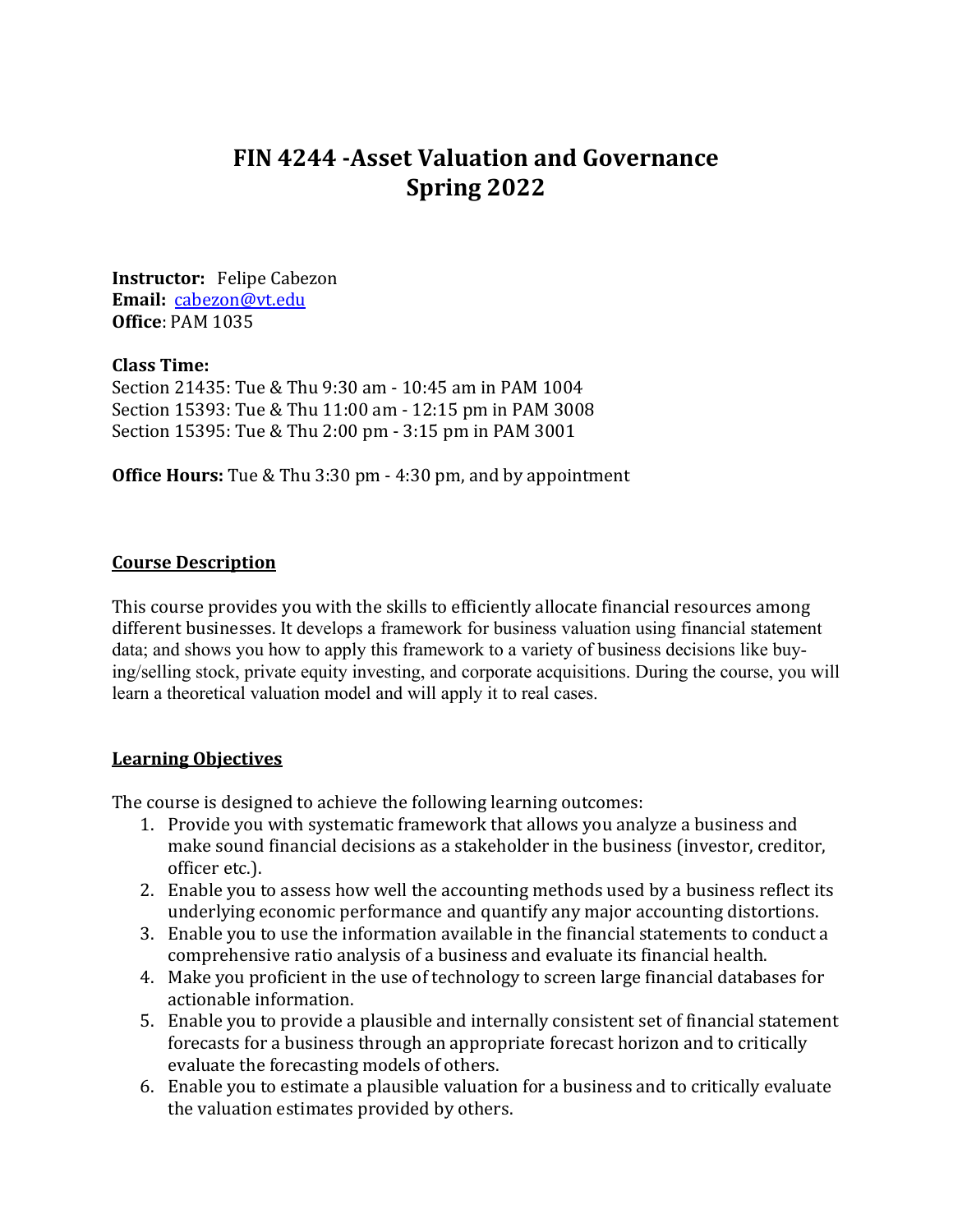# FIN 4244 -Asset Valuation and Governance
# Spring 2022

**Instructor:** Felipe Cabezon
**Email:** cabezon@vt.edu
**Office**: PAM 1035

**Class Time:**
Section 21435: Tue & Thu 9:30 am - 10:45 am in PAM 1004
Section 15393: Tue & Thu 11:00 am - 12:15 pm in PAM 3008
Section 15395: Tue & Thu 2:00 pm - 3:15 pm in PAM 3001

**Office Hours:** Tue & Thu 3:30 pm - 4:30 pm, and by appointment

## Course Description

This course provides you with the skills to efficiently allocate financial resources among different businesses. It develops a framework for business valuation using financial statement data; and shows you how to apply this framework to a variety of business decisions like buying/selling stock, private equity investing, and corporate acquisitions. During the course, you will learn a theoretical valuation model and will apply it to real cases.

## Learning Objectives

The course is designed to achieve the following learning outcomes:

1. Provide you with systematic framework that allows you analyze a business and make sound financial decisions as a stakeholder in the business (investor, creditor, officer etc.).
2. Enable you to assess how well the accounting methods used by a business reflect its underlying economic performance and quantify any major accounting distortions.
3. Enable you to use the information available in the financial statements to conduct a comprehensive ratio analysis of a business and evaluate its financial health.
4. Make you proficient in the use of technology to screen large financial databases for actionable information.
5. Enable you to provide a plausible and internally consistent set of financial statement forecasts for a business through an appropriate forecast horizon and to critically evaluate the forecasting models of others.
6. Enable you to estimate a plausible valuation for a business and to critically evaluate the valuation estimates provided by others.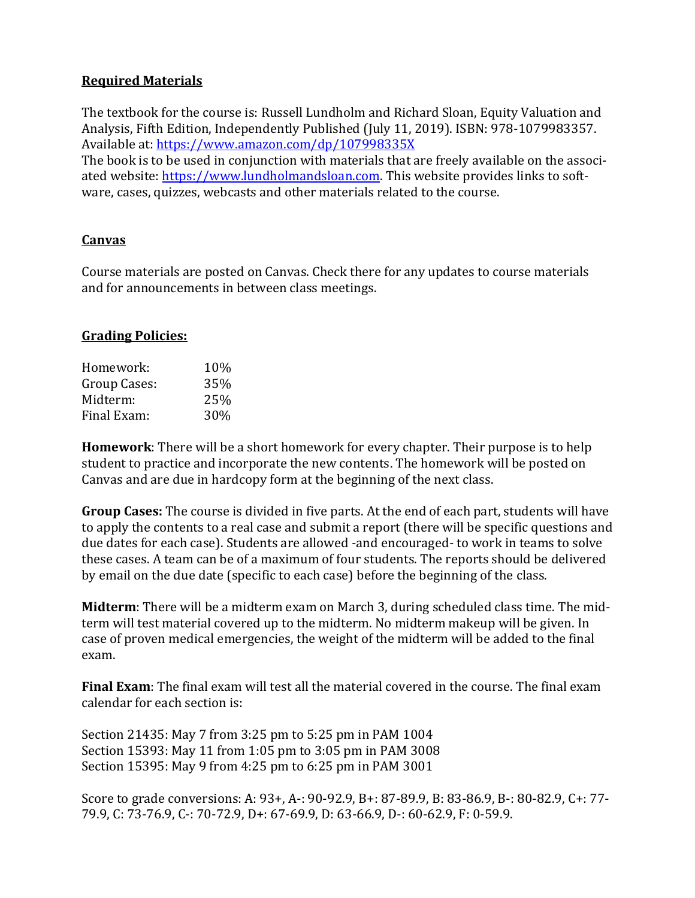**Required Materials**

The textbook for the course is: Russell Lundholm and Richard Sloan, Equity Valuation and Analysis, Fifth Edition, Independently Published (July 11, 2019). ISBN: 978-1079983357. Available at: [https://www.amazon.com/dp/107998335X](https://www.amazon.com/dp/107998335X)
The book is to be used in conjunction with materials that are freely available on the associated website: [https://www.lundholmandsloan.com](https://www.lundholmandsloan.com). This website provides links to software, cases, quizzes, webcasts and other materials related to the course.

**Canvas**

Course materials are posted on Canvas. Check there for any updates to course materials and for announcements in between class meetings.

**Grading Policies:**

| | |
|---|---|
| Homework: | 10% |
| Group Cases: | 35% |
| Midterm: | 25% |
| Final Exam: | 30% |

**Homework**: There will be a short homework for every chapter. Their purpose is to help student to practice and incorporate the new contents. The homework will be posted on Canvas and are due in hardcopy form at the beginning of the next class.

**Group Cases:** The course is divided in five parts. At the end of each part, students will have to apply the contents to a real case and submit a report (there will be specific questions and due dates for each case). Students are allowed -and encouraged- to work in teams to solve these cases. A team can be of a maximum of four students. The reports should be delivered by email on the due date (specific to each case) before the beginning of the class.

**Midterm**: There will be a midterm exam on March 3, during scheduled class time. The midterm will test material covered up to the midterm. No midterm makeup will be given. In case of proven medical emergencies, the weight of the midterm will be added to the final exam.

**Final Exam**: The final exam will test all the material covered in the course. The final exam calendar for each section is:

Section 21435: May 7 from 3:25 pm to 5:25 pm in PAM 1004
Section 15393: May 11 from 1:05 pm to 3:05 pm in PAM 3008
Section 15395: May 9 from 4:25 pm to 6:25 pm in PAM 3001

Score to grade conversions: A: 93+, A-: 90-92.9, B+: 87-89.9, B: 83-86.9, B-: 80-82.9, C+: 77-79.9, C: 73-76.9, C-: 70-72.9, D+: 67-69.9, D: 63-66.9, D-: 60-62.9, F: 0-59.9.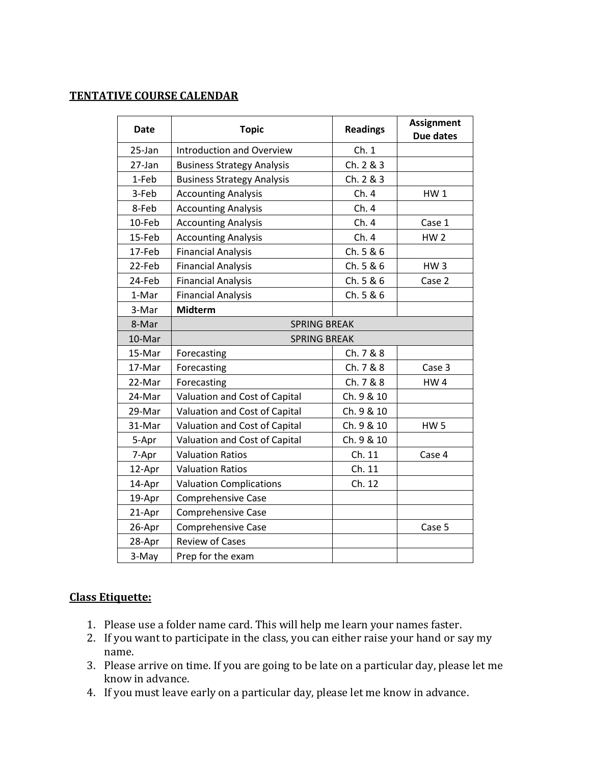## TENTATIVE COURSE CALENDAR

| Date | Topic | Readings | Assignment Due dates |
|---|---|---|---|
| 25-Jan | Introduction and Overview | Ch. 1 | |
| 27-Jan | Business Strategy Analysis | Ch. 2 & 3 | |
| 1-Feb | Business Strategy Analysis | Ch. 2 & 3 | |
| 3-Feb | Accounting Analysis | Ch. 4 | HW 1 |
| 8-Feb | Accounting Analysis | Ch. 4 | |
| 10-Feb | Accounting Analysis | Ch. 4 | Case 1 |
| 15-Feb | Accounting Analysis | Ch. 4 | HW 2 |
| 17-Feb | Financial Analysis | Ch. 5 & 6 | |
| 22-Feb | Financial Analysis | Ch. 5 & 6 | HW 3 |
| 24-Feb | Financial Analysis | Ch. 5 & 6 | Case 2 |
| 1-Mar | Financial Analysis | Ch. 5 & 6 | |
| 3-Mar | **Midterm** | | |
| 8-Mar | SPRING BREAK | | |
| 10-Mar | SPRING BREAK | | |
| 15-Mar | Forecasting | Ch. 7 & 8 | |
| 17-Mar | Forecasting | Ch. 7 & 8 | Case 3 |
| 22-Mar | Forecasting | Ch. 7 & 8 | HW 4 |
| 24-Mar | Valuation and Cost of Capital | Ch. 9 & 10 | |
| 29-Mar | Valuation and Cost of Capital | Ch. 9 & 10 | |
| 31-Mar | Valuation and Cost of Capital | Ch. 9 & 10 | HW 5 |
| 5-Apr | Valuation and Cost of Capital | Ch. 9 & 10 | |
| 7-Apr | Valuation Ratios | Ch. 11 | Case 4 |
| 12-Apr | Valuation Ratios | Ch. 11 | |
| 14-Apr | Valuation Complications | Ch. 12 | |
| 19-Apr | Comprehensive Case | | |
| 21-Apr | Comprehensive Case | | |
| 26-Apr | Comprehensive Case | | Case 5 |
| 28-Apr | Review of Cases | | |
| 3-May | Prep for the exam | | |

## Class Etiquette:

1. Please use a folder name card. This will help me learn your names faster.
2. If you want to participate in the class, you can either raise your hand or say my name.
3. Please arrive on time. If you are going to be late on a particular day, please let me know in advance.
4. If you must leave early on a particular day, please let me know in advance.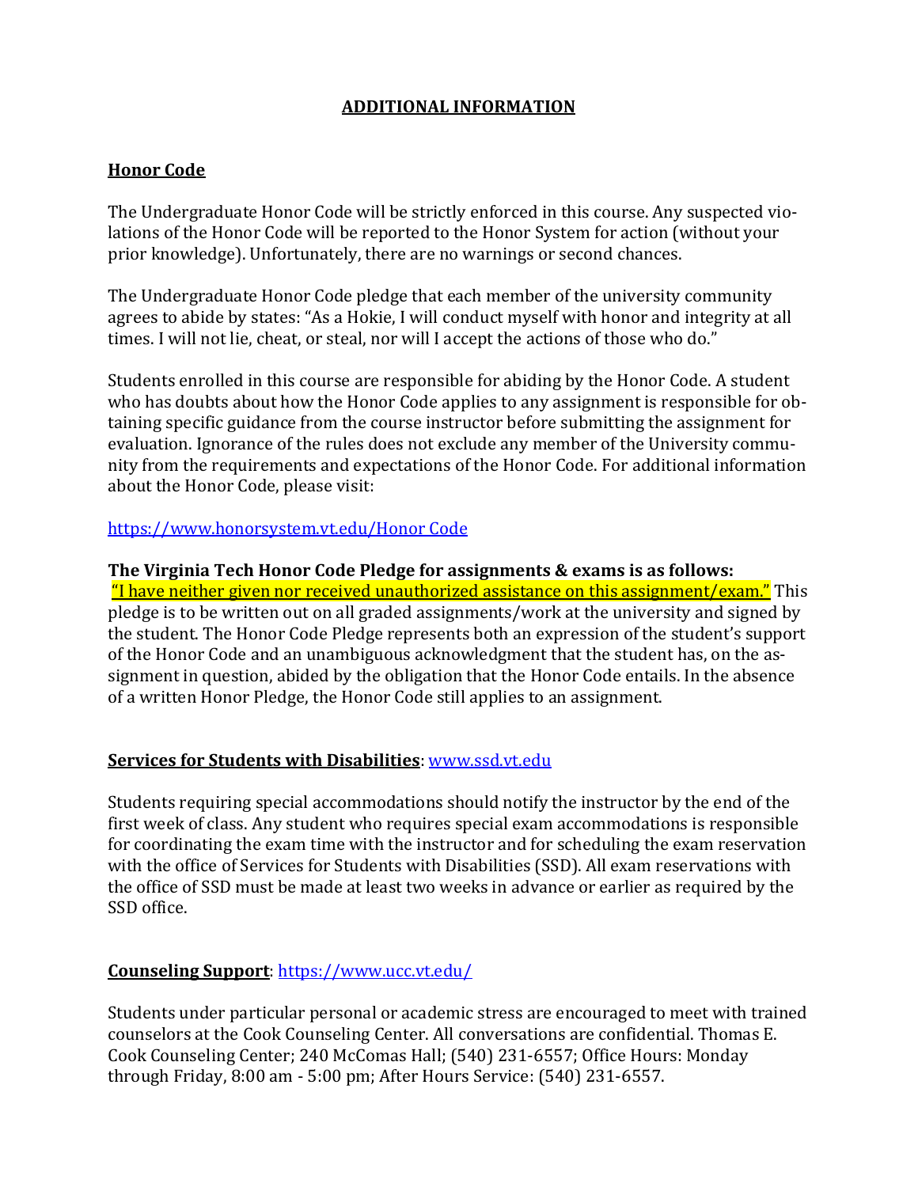## ADDITIONAL INFORMATION

### Honor Code

The Undergraduate Honor Code will be strictly enforced in this course. Any suspected violations of the Honor Code will be reported to the Honor System for action (without your prior knowledge). Unfortunately, there are no warnings or second chances.

The Undergraduate Honor Code pledge that each member of the university community agrees to abide by states: "As a Hokie, I will conduct myself with honor and integrity at all times. I will not lie, cheat, or steal, nor will I accept the actions of those who do."

Students enrolled in this course are responsible for abiding by the Honor Code. A student who has doubts about how the Honor Code applies to any assignment is responsible for obtaining specific guidance from the course instructor before submitting the assignment for evaluation. Ignorance of the rules does not exclude any member of the University community from the requirements and expectations of the Honor Code. For additional information about the Honor Code, please visit:

https://www.honorsystem.vt.edu/Honor Code

**The Virginia Tech Honor Code Pledge for assignments & exams is as follows:**
"I have neither given nor received unauthorized assistance on this assignment/exam." This pledge is to be written out on all graded assignments/work at the university and signed by the student. The Honor Code Pledge represents both an expression of the student's support of the Honor Code and an unambiguous acknowledgment that the student has, on the assignment in question, abided by the obligation that the Honor Code entails. In the absence of a written Honor Pledge, the Honor Code still applies to an assignment.

### Services for Students with Disabilities: www.ssd.vt.edu

Students requiring special accommodations should notify the instructor by the end of the first week of class. Any student who requires special exam accommodations is responsible for coordinating the exam time with the instructor and for scheduling the exam reservation with the office of Services for Students with Disabilities (SSD). All exam reservations with the office of SSD must be made at least two weeks in advance or earlier as required by the SSD office.

### Counseling Support: https://www.ucc.vt.edu/

Students under particular personal or academic stress are encouraged to meet with trained counselors at the Cook Counseling Center. All conversations are confidential. Thomas E. Cook Counseling Center; 240 McComas Hall; (540) 231-6557; Office Hours: Monday through Friday, 8:00 am - 5:00 pm; After Hours Service: (540) 231-6557.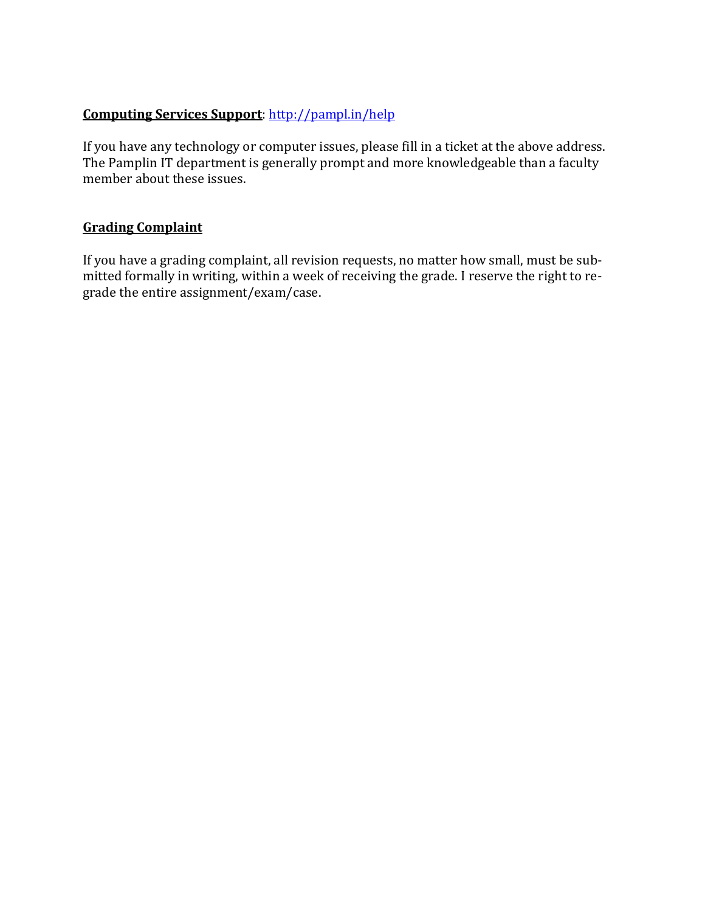**Computing Services Support**: [http://pampl.in/help](http://pampl.in/help)

If you have any technology or computer issues, please fill in a ticket at the above address. The Pamplin IT department is generally prompt and more knowledgeable than a faculty member about these issues.

**Grading Complaint**

If you have a grading complaint, all revision requests, no matter how small, must be submitted formally in writing, within a week of receiving the grade. I reserve the right to regrade the entire assignment/exam/case.